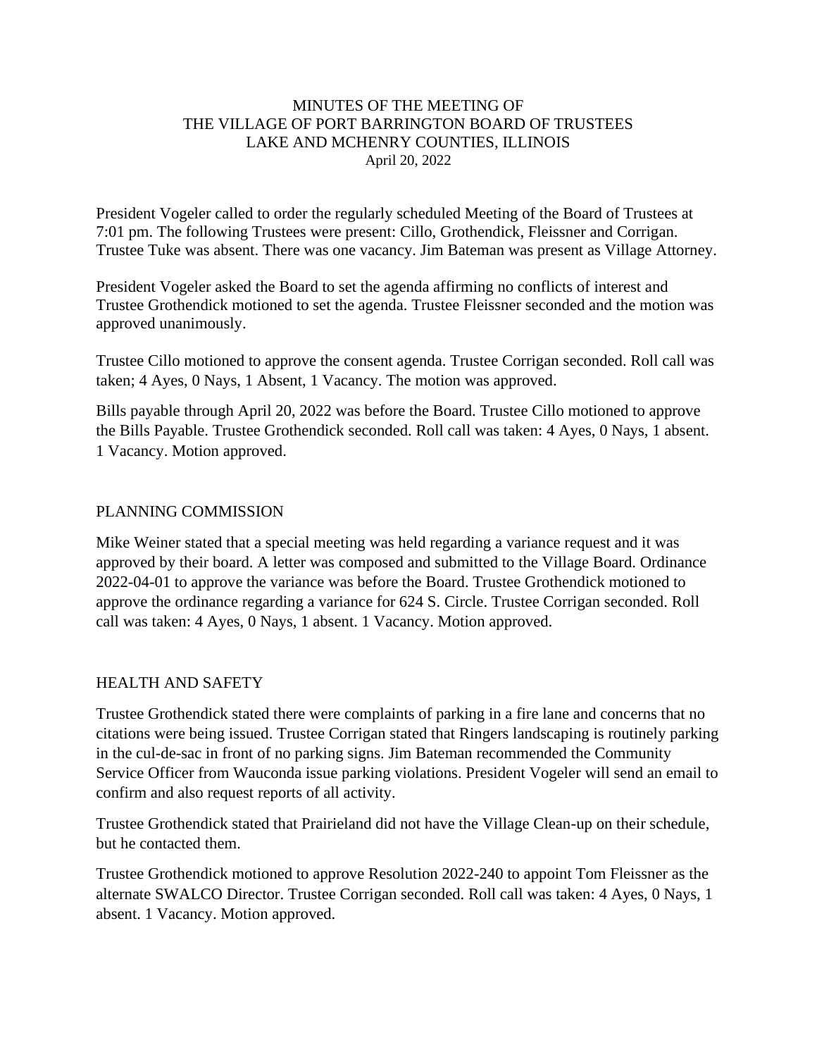MINUTES OF THE MEETING OF
THE VILLAGE OF PORT BARRINGTON BOARD OF TRUSTEES
LAKE AND MCHENRY COUNTIES, ILLINOIS
April 20, 2022

President Vogeler called to order the regularly scheduled Meeting of the Board of Trustees at 7:01 pm. The following Trustees were present: Cillo, Grothendick, Fleissner and Corrigan. Trustee Tuke was absent. There was one vacancy. Jim Bateman was present as Village Attorney.

President Vogeler asked the Board to set the agenda affirming no conflicts of interest and Trustee Grothendick motioned to set the agenda. Trustee Fleissner seconded and the motion was approved unanimously.

Trustee Cillo motioned to approve the consent agenda. Trustee Corrigan seconded. Roll call was taken; 4 Ayes, 0 Nays, 1 Absent, 1 Vacancy. The motion was approved.

Bills payable through April 20, 2022 was before the Board. Trustee Cillo motioned to approve the Bills Payable. Trustee Grothendick seconded. Roll call was taken: 4 Ayes, 0 Nays, 1 absent. 1 Vacancy. Motion approved.

## PLANNING COMMISSION

Mike Weiner stated that a special meeting was held regarding a variance request and it was approved by their board. A letter was composed and submitted to the Village Board. Ordinance 2022-04-01 to approve the variance was before the Board. Trustee Grothendick motioned to approve the ordinance regarding a variance for 624 S. Circle. Trustee Corrigan seconded. Roll call was taken: 4 Ayes, 0 Nays, 1 absent. 1 Vacancy. Motion approved.

## HEALTH AND SAFETY

Trustee Grothendick stated there were complaints of parking in a fire lane and concerns that no citations were being issued. Trustee Corrigan stated that Ringers landscaping is routinely parking in the cul-de-sac in front of no parking signs. Jim Bateman recommended the Community Service Officer from Wauconda issue parking violations. President Vogeler will send an email to confirm and also request reports of all activity.

Trustee Grothendick stated that Prairieland did not have the Village Clean-up on their schedule, but he contacted them.

Trustee Grothendick motioned to approve Resolution 2022-240 to appoint Tom Fleissner as the alternate SWALCO Director. Trustee Corrigan seconded. Roll call was taken: 4 Ayes, 0 Nays, 1 absent. 1 Vacancy. Motion approved.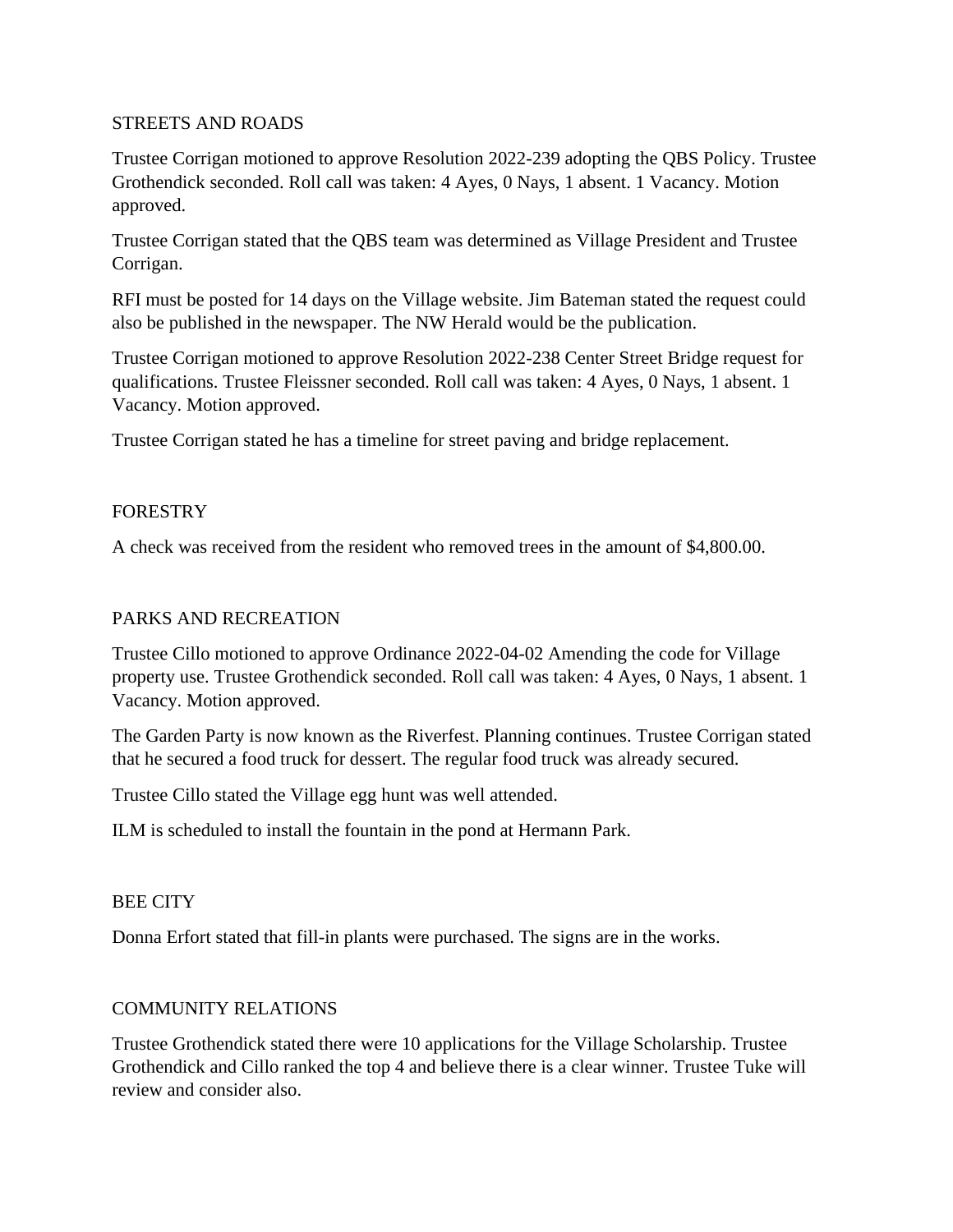## STREETS AND ROADS

Trustee Corrigan motioned to approve Resolution 2022-239 adopting the QBS Policy. Trustee Grothendick seconded. Roll call was taken: 4 Ayes, 0 Nays, 1 absent. 1 Vacancy. Motion approved.

Trustee Corrigan stated that the QBS team was determined as Village President and Trustee Corrigan.

RFI must be posted for 14 days on the Village website. Jim Bateman stated the request could also be published in the newspaper. The NW Herald would be the publication.

Trustee Corrigan motioned to approve Resolution 2022-238 Center Street Bridge request for qualifications. Trustee Fleissner seconded. Roll call was taken: 4 Ayes, 0 Nays, 1 absent. 1 Vacancy. Motion approved.

Trustee Corrigan stated he has a timeline for street paving and bridge replacement.

## FORESTRY

A check was received from the resident who removed trees in the amount of $4,800.00.

## PARKS AND RECREATION

Trustee Cillo motioned to approve Ordinance 2022-04-02 Amending the code for Village property use. Trustee Grothendick seconded. Roll call was taken: 4 Ayes, 0 Nays, 1 absent. 1 Vacancy. Motion approved.

The Garden Party is now known as the Riverfest. Planning continues. Trustee Corrigan stated that he secured a food truck for dessert. The regular food truck was already secured.

Trustee Cillo stated the Village egg hunt was well attended.

ILM is scheduled to install the fountain in the pond at Hermann Park.

## BEE CITY

Donna Erfort stated that fill-in plants were purchased. The signs are in the works.

## COMMUNITY RELATIONS

Trustee Grothendick stated there were 10 applications for the Village Scholarship. Trustee Grothendick and Cillo ranked the top 4 and believe there is a clear winner. Trustee Tuke will review and consider also.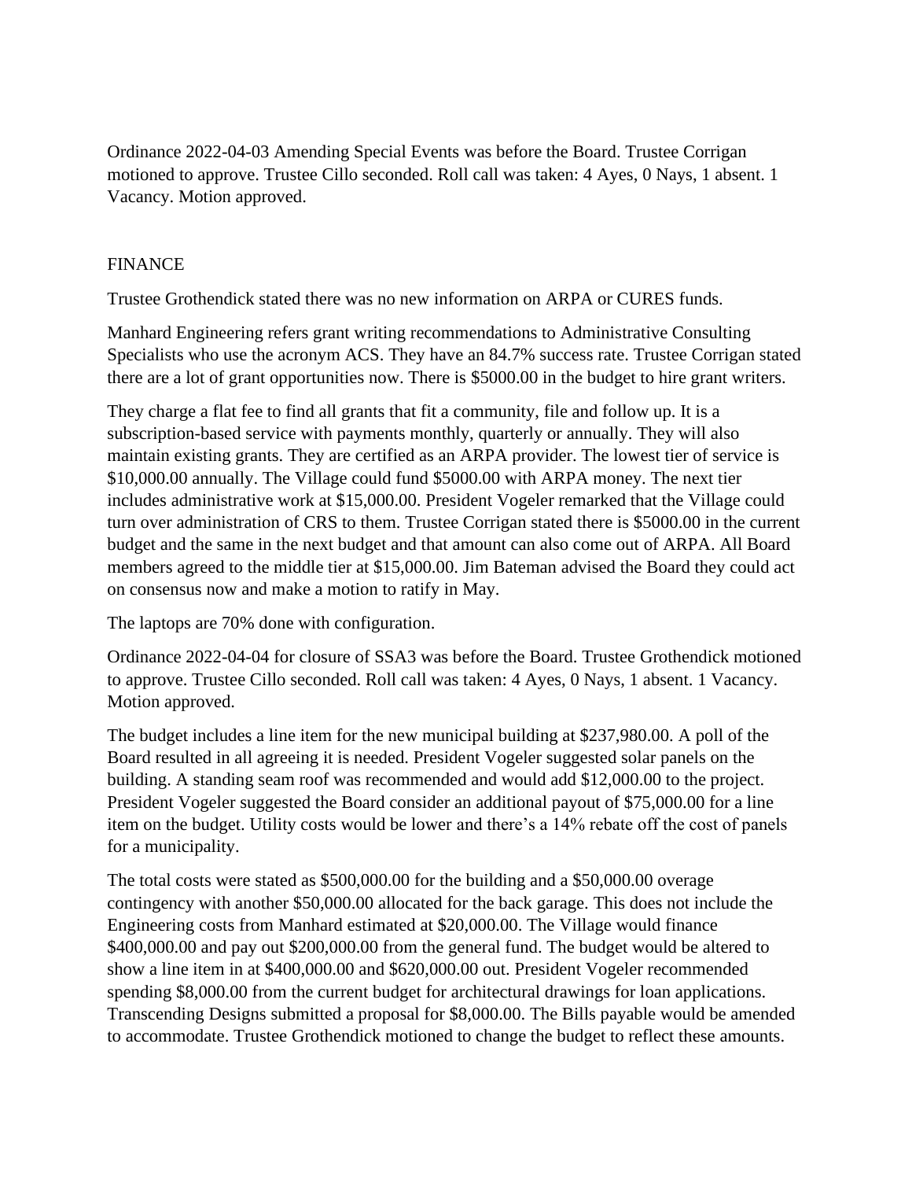Ordinance 2022-04-03 Amending Special Events was before the Board. Trustee Corrigan motioned to approve. Trustee Cillo seconded. Roll call was taken: 4 Ayes, 0 Nays, 1 absent. 1 Vacancy. Motion approved.

## FINANCE

Trustee Grothendick stated there was no new information on ARPA or CURES funds.

Manhard Engineering refers grant writing recommendations to Administrative Consulting Specialists who use the acronym ACS. They have an 84.7% success rate. Trustee Corrigan stated there are a lot of grant opportunities now. There is $5000.00 in the budget to hire grant writers.

They charge a flat fee to find all grants that fit a community, file and follow up. It is a subscription-based service with payments monthly, quarterly or annually. They will also maintain existing grants. They are certified as an ARPA provider. The lowest tier of service is $10,000.00 annually. The Village could fund $5000.00 with ARPA money. The next tier includes administrative work at $15,000.00. President Vogeler remarked that the Village could turn over administration of CRS to them. Trustee Corrigan stated there is $5000.00 in the current budget and the same in the next budget and that amount can also come out of ARPA. All Board members agreed to the middle tier at $15,000.00. Jim Bateman advised the Board they could act on consensus now and make a motion to ratify in May.

The laptops are 70% done with configuration.

Ordinance 2022-04-04 for closure of SSA3 was before the Board. Trustee Grothendick motioned to approve. Trustee Cillo seconded. Roll call was taken: 4 Ayes, 0 Nays, 1 absent. 1 Vacancy. Motion approved.

The budget includes a line item for the new municipal building at $237,980.00. A poll of the Board resulted in all agreeing it is needed. President Vogeler suggested solar panels on the building. A standing seam roof was recommended and would add $12,000.00 to the project. President Vogeler suggested the Board consider an additional payout of $75,000.00 for a line item on the budget. Utility costs would be lower and there's a 14% rebate off the cost of panels for a municipality.

The total costs were stated as $500,000.00 for the building and a $50,000.00 overage contingency with another $50,000.00 allocated for the back garage. This does not include the Engineering costs from Manhard estimated at $20,000.00. The Village would finance $400,000.00 and pay out $200,000.00 from the general fund. The budget would be altered to show a line item in at $400,000.00 and $620,000.00 out. President Vogeler recommended spending $8,000.00 from the current budget for architectural drawings for loan applications. Transcending Designs submitted a proposal for $8,000.00. The Bills payable would be amended to accommodate. Trustee Grothendick motioned to change the budget to reflect these amounts.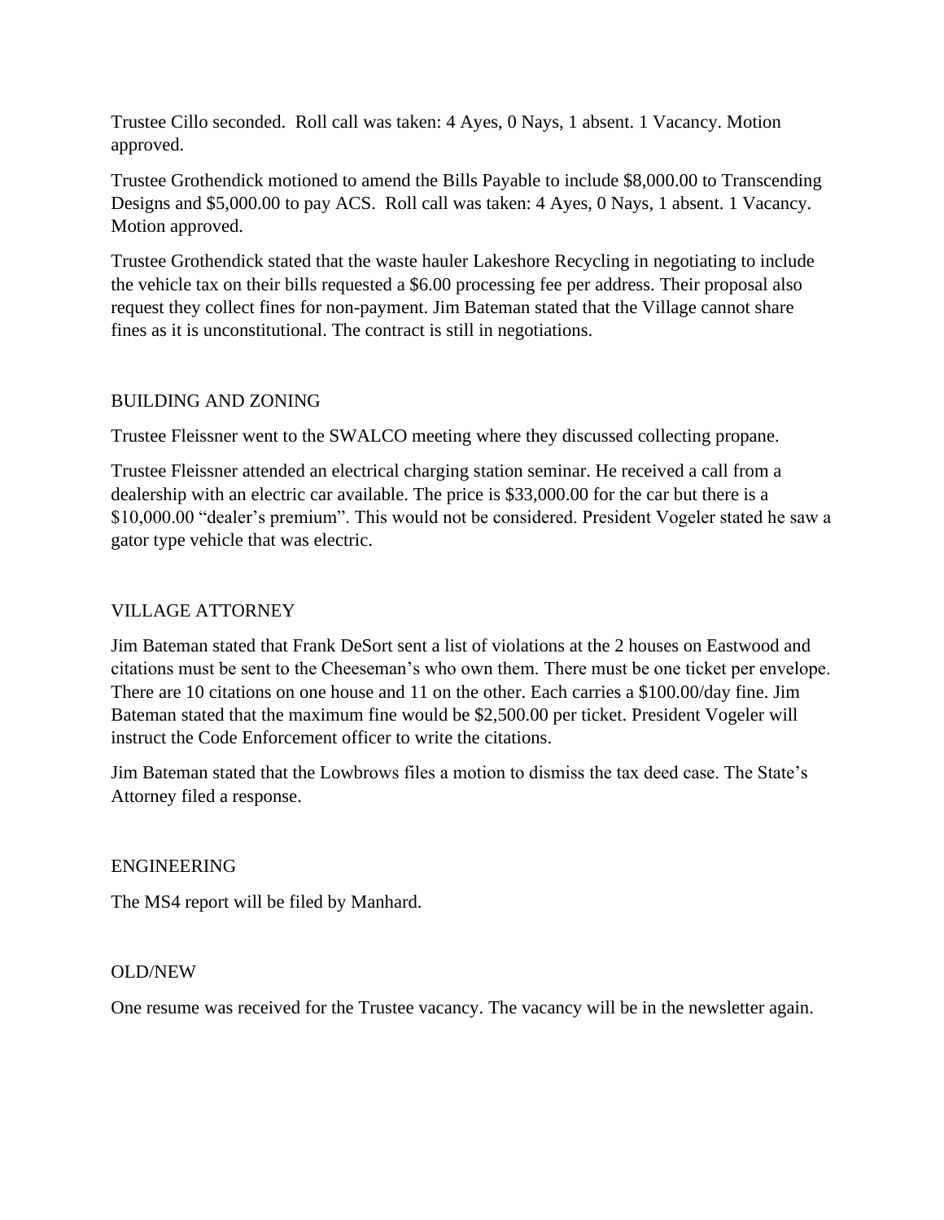Trustee Cillo seconded. Roll call was taken: 4 Ayes, 0 Nays, 1 absent. 1 Vacancy. Motion approved.

Trustee Grothendick motioned to amend the Bills Payable to include $8,000.00 to Transcending Designs and $5,000.00 to pay ACS. Roll call was taken: 4 Ayes, 0 Nays, 1 absent. 1 Vacancy. Motion approved.

Trustee Grothendick stated that the waste hauler Lakeshore Recycling in negotiating to include the vehicle tax on their bills requested a $6.00 processing fee per address. Their proposal also request they collect fines for non-payment. Jim Bateman stated that the Village cannot share fines as it is unconstitutional. The contract is still in negotiations.

## BUILDING AND ZONING

Trustee Fleissner went to the SWALCO meeting where they discussed collecting propane.

Trustee Fleissner attended an electrical charging station seminar. He received a call from a dealership with an electric car available. The price is $33,000.00 for the car but there is a $10,000.00 "dealer's premium". This would not be considered. President Vogeler stated he saw a gator type vehicle that was electric.

## VILLAGE ATTORNEY

Jim Bateman stated that Frank DeSort sent a list of violations at the 2 houses on Eastwood and citations must be sent to the Cheeseman's who own them. There must be one ticket per envelope. There are 10 citations on one house and 11 on the other. Each carries a $100.00/day fine. Jim Bateman stated that the maximum fine would be $2,500.00 per ticket. President Vogeler will instruct the Code Enforcement officer to write the citations.

Jim Bateman stated that the Lowbrows files a motion to dismiss the tax deed case. The State's Attorney filed a response.

## ENGINEERING

The MS4 report will be filed by Manhard.

## OLD/NEW

One resume was received for the Trustee vacancy. The vacancy will be in the newsletter again.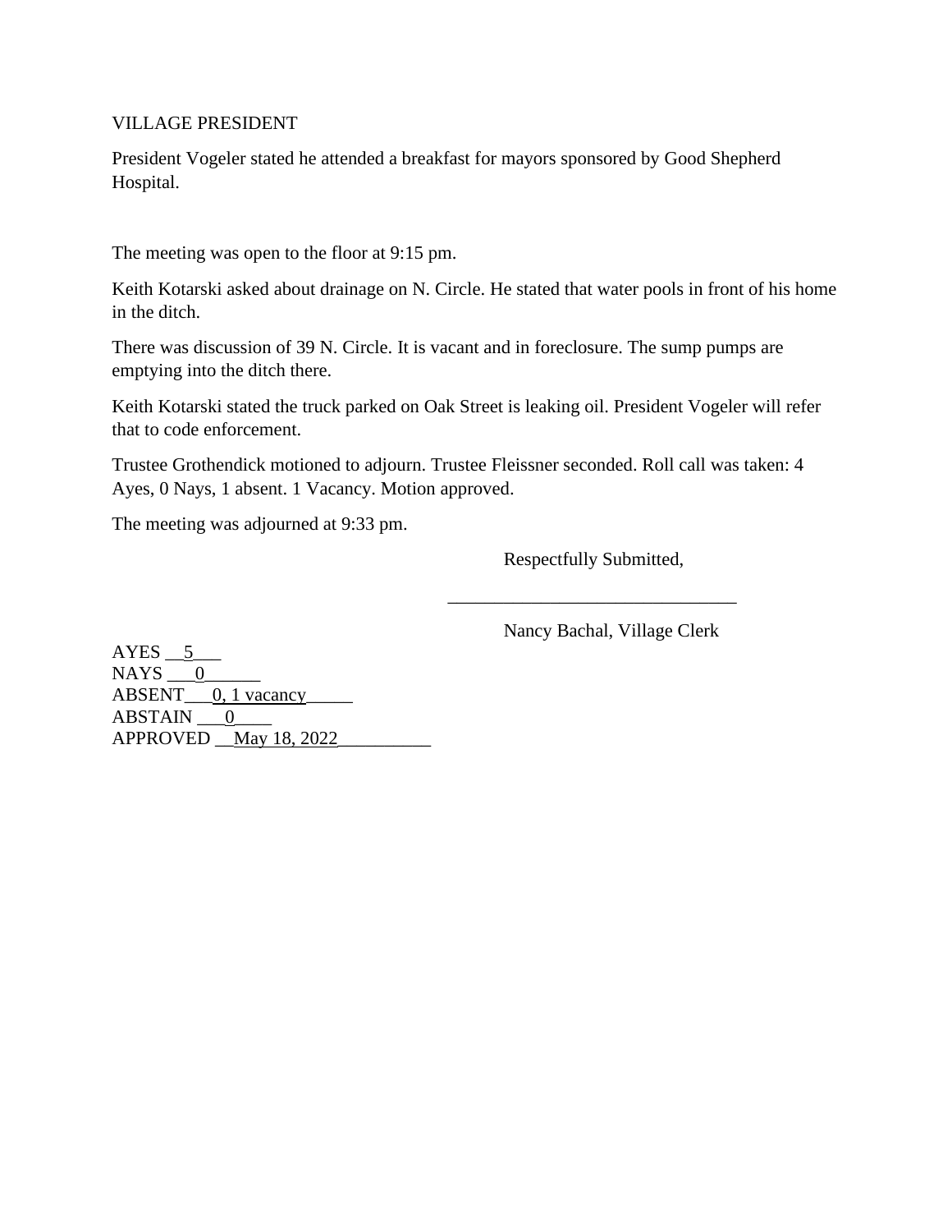VILLAGE PRESIDENT

President Vogeler stated he attended a breakfast for mayors sponsored by Good Shepherd Hospital.

The meeting was open to the floor at 9:15 pm.

Keith Kotarski asked about drainage on N. Circle. He stated that water pools in front of his home in the ditch.

There was discussion of 39 N. Circle. It is vacant and in foreclosure. The sump pumps are emptying into the ditch there.

Keith Kotarski stated the truck parked on Oak Street is leaking oil. President Vogeler will refer that to code enforcement.

Trustee Grothendick motioned to adjourn. Trustee Fleissner seconded. Roll call was taken: 4 Ayes, 0 Nays, 1 absent. 1 Vacancy. Motion approved.

The meeting was adjourned at 9:33 pm.

Respectfully Submitted,

_______________________________

Nancy Bachal, Village Clerk

AYES __5___
NAYS ___0______
ABSENT___0, 1 vacancy_____
ABSTAIN ___0____
APPROVED __May 18, 2022__________